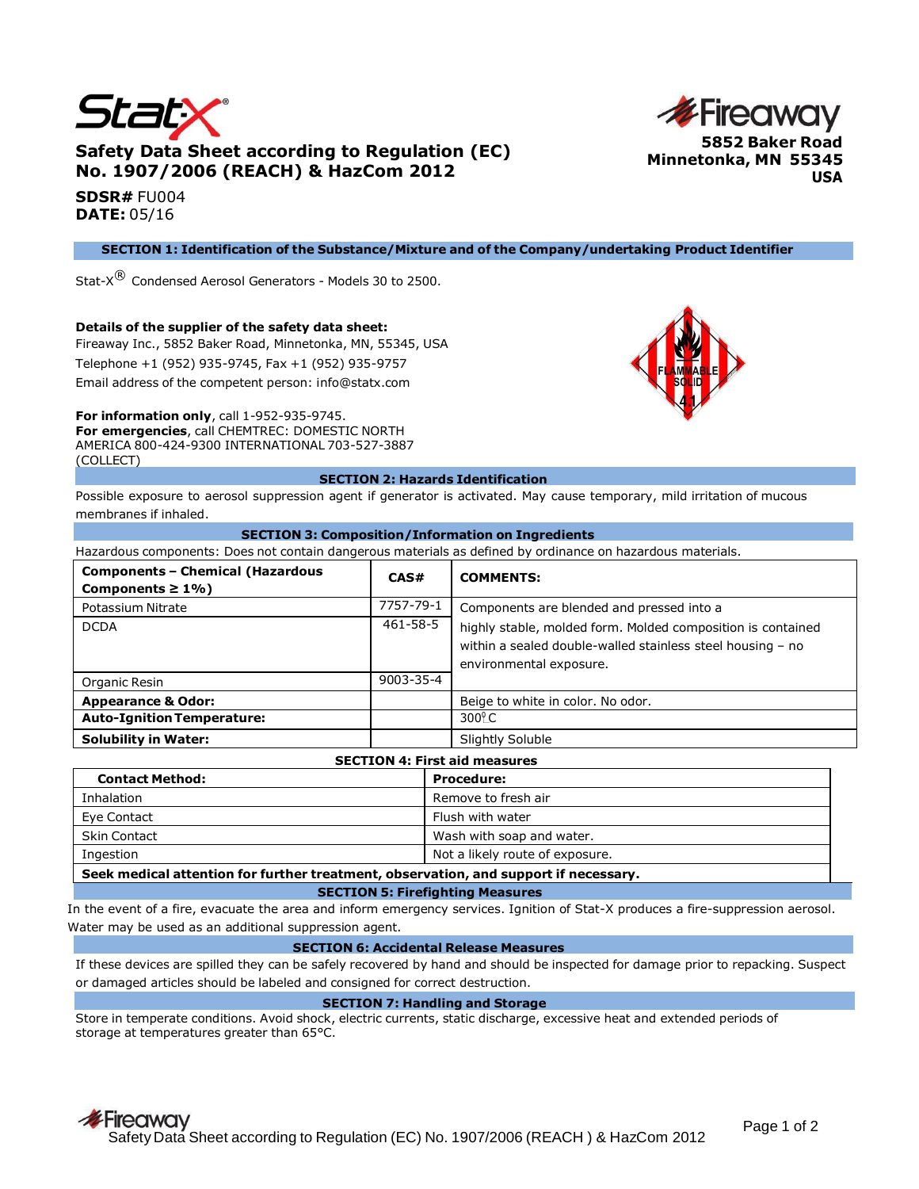Stat-X®

# Safety Data Sheet according to Regulation (EC) No. 1907/2006 (REACH) & HazCom 2012

Fireaway
**5852 Baker Road**
**Minnetonka, MN 55345**
**USA**

**SDSR#** FU004
**DATE:** 05/16

## SECTION 1: Identification of the Substance/Mixture and of the Company/undertaking Product Identifier

Stat-X® Condensed Aerosol Generators - Models 30 to 2500.

**Details of the supplier of the safety data sheet:**
Fireaway Inc., 5852 Baker Road, Minnetonka, MN, 55345, USA
Telephone +1 (952) 935-9745, Fax +1 (952) 935-9757
Email address of the competent person: info@statx.com

FLAMMABLE SOLID 4.1

**For information only**, call 1-952-935-9745.
**For emergencies**, call CHEMTREC: DOMESTIC NORTH AMERICA 800-424-9300 INTERNATIONAL 703-527-3887 (COLLECT)

## SECTION 2: Hazards Identification

Possible exposure to aerosol suppression agent if generator is activated. May cause temporary, mild irritation of mucous membranes if inhaled.

## SECTION 3: Composition/Information on Ingredients

Hazardous components: Does not contain dangerous materials as defined by ordinance on hazardous materials.

| Components – Chemical (Hazardous Components ≥ 1%) | CAS# | COMMENTS: |
|---|---|---|
| Potassium Nitrate | 7757-79-1 | Components are blended and pressed into a highly stable, molded form. Molded composition is contained within a sealed double-walled stainless steel housing – no environmental exposure. |
| DCDA | 461-58-5 | |
| Organic Resin | 9003-35-4 | |
| **Appearance & Odor:** | | Beige to white in color. No odor. |
| **Auto-Ignition Temperature:** | | 300°C |
| **Solubility in Water:** | | Slightly Soluble |

## SECTION 4: First aid measures

| Contact Method: | Procedure: |
|---|---|
| Inhalation | Remove to fresh air |
| Eye Contact | Flush with water |
| Skin Contact | Wash with soap and water. |
| Ingestion | Not a likely route of exposure. |

**Seek medical attention for further treatment, observation, and support if necessary.**

## SECTION 5: Firefighting Measures

In the event of a fire, evacuate the area and inform emergency services. Ignition of Stat-X produces a fire-suppression aerosol. Water may be used as an additional suppression agent.

## SECTION 6: Accidental Release Measures

If these devices are spilled they can be safely recovered by hand and should be inspected for damage prior to repacking. Suspect or damaged articles should be labeled and consigned for correct destruction.

## SECTION 7: Handling and Storage

Store in temperate conditions. Avoid shock, electric currents, static discharge, excessive heat and extended periods of storage at temperatures greater than 65°C.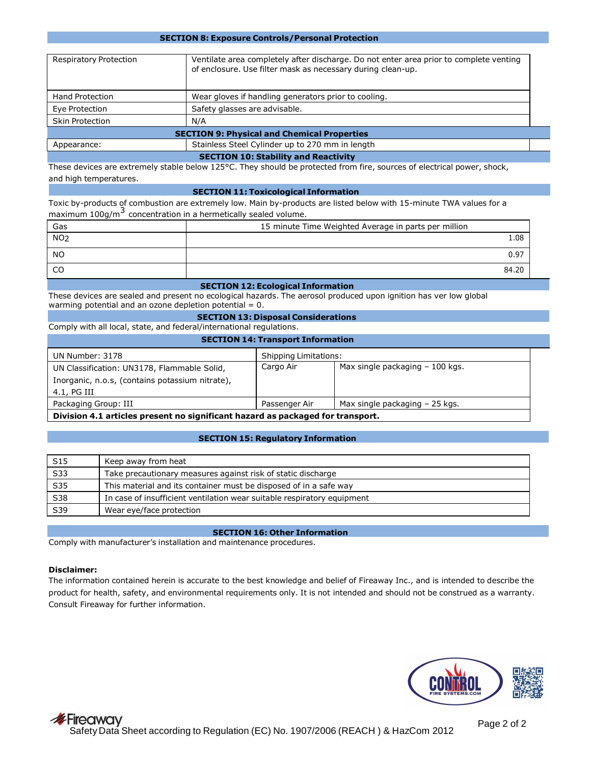## SECTION 8: Exposure Controls/Personal Protection

| | |
|---|---|
| Respiratory Protection | Ventilate area completely after discharge. Do not enter area prior to complete venting of enclosure. Use filter mask as necessary during clean-up. |
| Hand Protection | Wear gloves if handling generators prior to cooling. |
| Eye Protection | Safety glasses are advisable. |
| Skin Protection | N/A |

## SECTION 9: Physical and Chemical Properties

| | |
|---|---|
| Appearance: | Stainless Steel Cylinder up to 270 mm in length |

## SECTION 10: Stability and Reactivity

These devices are extremely stable below 125°C. They should be protected from fire, sources of electrical power, shock, and high temperatures.

## SECTION 11: Toxicological Information

Toxic by-products of combustion are extremely low. Main by-products are listed below with 15-minute TWA values for a maximum 100g/$m^3$ concentration in a hermetically sealed volume.

| Gas | 15 minute Time Weighted Average in parts per million |
|---|---|
| $NO_2$ | 1.08 |
| NO | 0.97 |
| CO | 84.20 |

## SECTION 12: Ecological Information

These devices are sealed and present no ecological hazards. The aerosol produced upon ignition has ver low global warming potential and an ozone depletion potential = 0.

## SECTION 13: Disposal Considerations

Comply with all local, state, and federal/international regulations.

## SECTION 14: Transport Information

| UN Number: 3178 | Shipping Limitations: | |
|---|---|---|
| UN Classification: UN3178, Flammable Solid, Inorganic, n.o.s, (contains potassium nitrate), 4.1, PG III | Cargo Air | Max single packaging – 100 kgs. |
| Packaging Group: III | Passenger Air | Max single packaging – 25 kgs. |

**Division 4.1 articles present no significant hazard as packaged for transport.**

## SECTION 15: Regulatory Information

| | |
|---|---|
| S15 | Keep away from heat |
| S33 | Take precautionary measures against risk of static discharge |
| S35 | This material and its container must be disposed of in a safe way |
| S38 | In case of insufficient ventilation wear suitable respiratory equipment |
| S39 | Wear eye/face protection |

## SECTION 16: Other Information

Comply with manufacturer's installation and maintenance procedures.

**Disclaimer:**

The information contained herein is accurate to the best knowledge and belief of Fireaway Inc., and is intended to describe the product for health, safety, and environmental requirements only. It is not intended and should not be construed as a warranty. Consult Fireaway for further information.